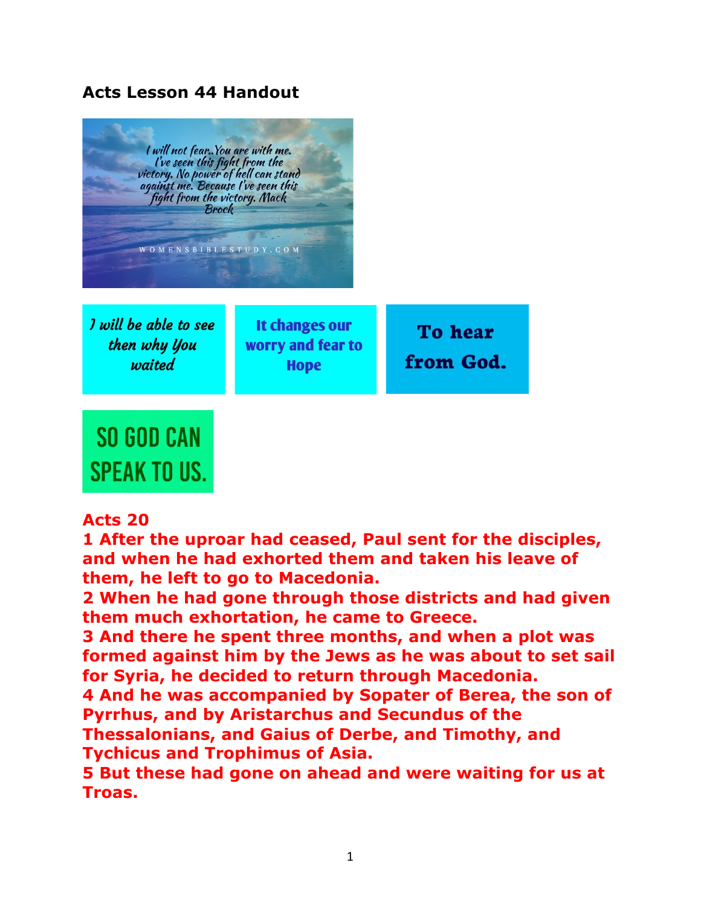## Acts Lesson 44 Handout

I will not fear..You are with me. I've seen this fight from the victory. No power of hell can stand against me. Because I've seen this fight from the victory. Mack Brock

WOMENSBIBLESTUDY.COM

I will be able to see then why You waited

It changes our worry and fear to Hope

To hear from God.

SO GOD CAN SPEAK TO US.

**Acts 20**

**1 After the uproar had ceased, Paul sent for the disciples, and when he had exhorted them and taken his leave of them, he left to go to Macedonia.**

**2 When he had gone through those districts and had given them much exhortation, he came to Greece.**

**3 And there he spent three months, and when a plot was formed against him by the Jews as he was about to set sail for Syria, he decided to return through Macedonia.**

**4 And he was accompanied by Sopater of Berea, the son of Pyrrhus, and by Aristarchus and Secundus of the Thessalonians, and Gaius of Derbe, and Timothy, and Tychicus and Trophimus of Asia.**

**5 But these had gone on ahead and were waiting for us at Troas.**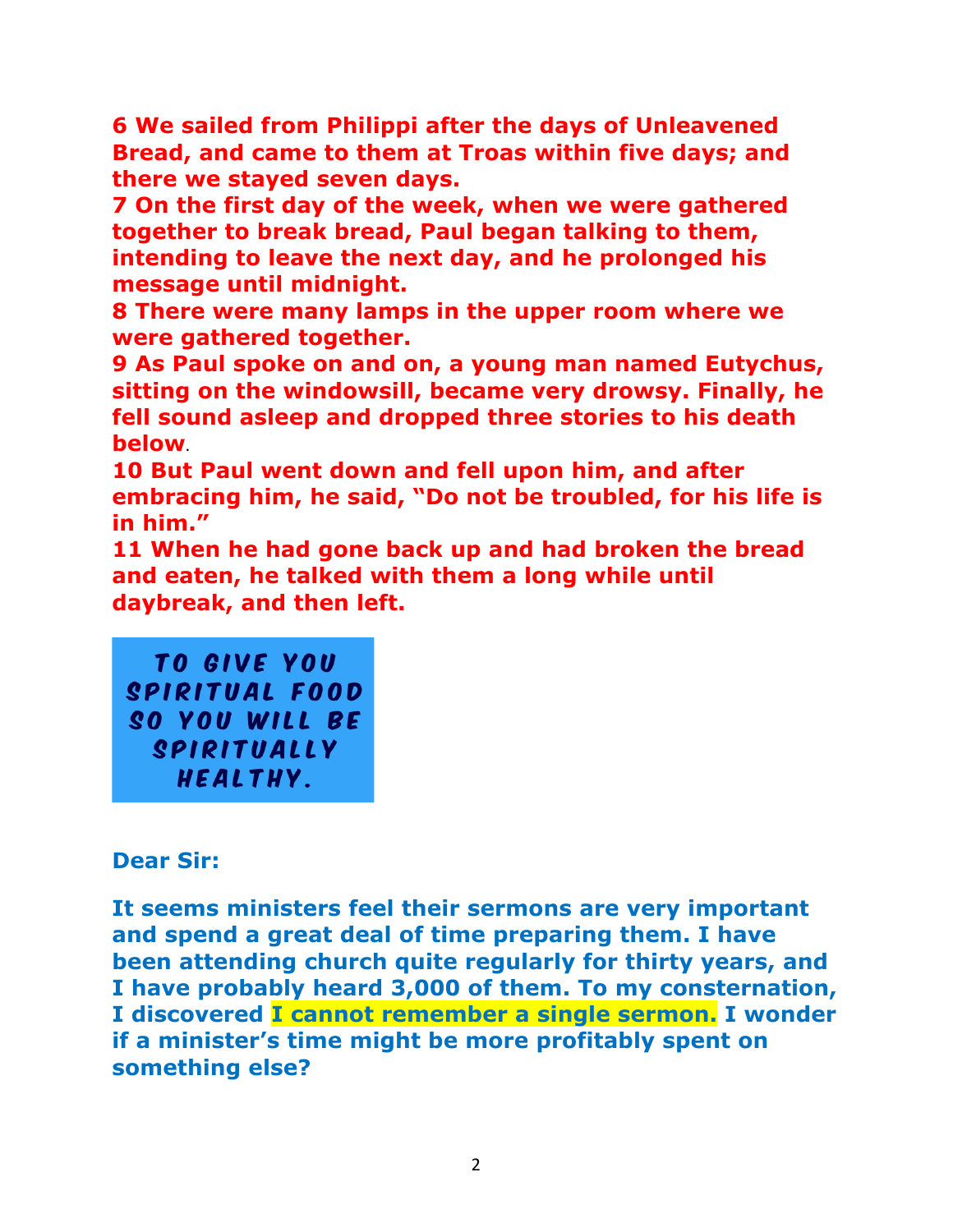**6 We sailed from Philippi after the days of Unleavened Bread, and came to them at Troas within five days; and there we stayed seven days.**
**7 On the first day of the week, when we were gathered together to break bread, Paul began talking to them, intending to leave the next day, and he prolonged his message until midnight.**
**8 There were many lamps in the upper room where we were gathered together.**
**9 As Paul spoke on and on, a young man named Eutychus, sitting on the windowsill, became very drowsy. Finally, he fell sound asleep and dropped three stories to his death below.**
**10 But Paul went down and fell upon him, and after embracing him, he said, "Do not be troubled, for his life is in him."**
**11 When he had gone back up and had broken the bread and eaten, he talked with them a long while until daybreak, and then left.**

**TO GIVE YOU SPIRITUAL FOOD SO YOU WILL BE SPIRITUALLY HEALTHY.**

**Dear Sir:**

**It seems ministers feel their sermons are very important and spend a great deal of time preparing them. I have been attending church quite regularly for thirty years, and I have probably heard 3,000 of them. To my consternation, I discovered I cannot remember a single sermon. I wonder if a minister's time might be more profitably spent on something else?**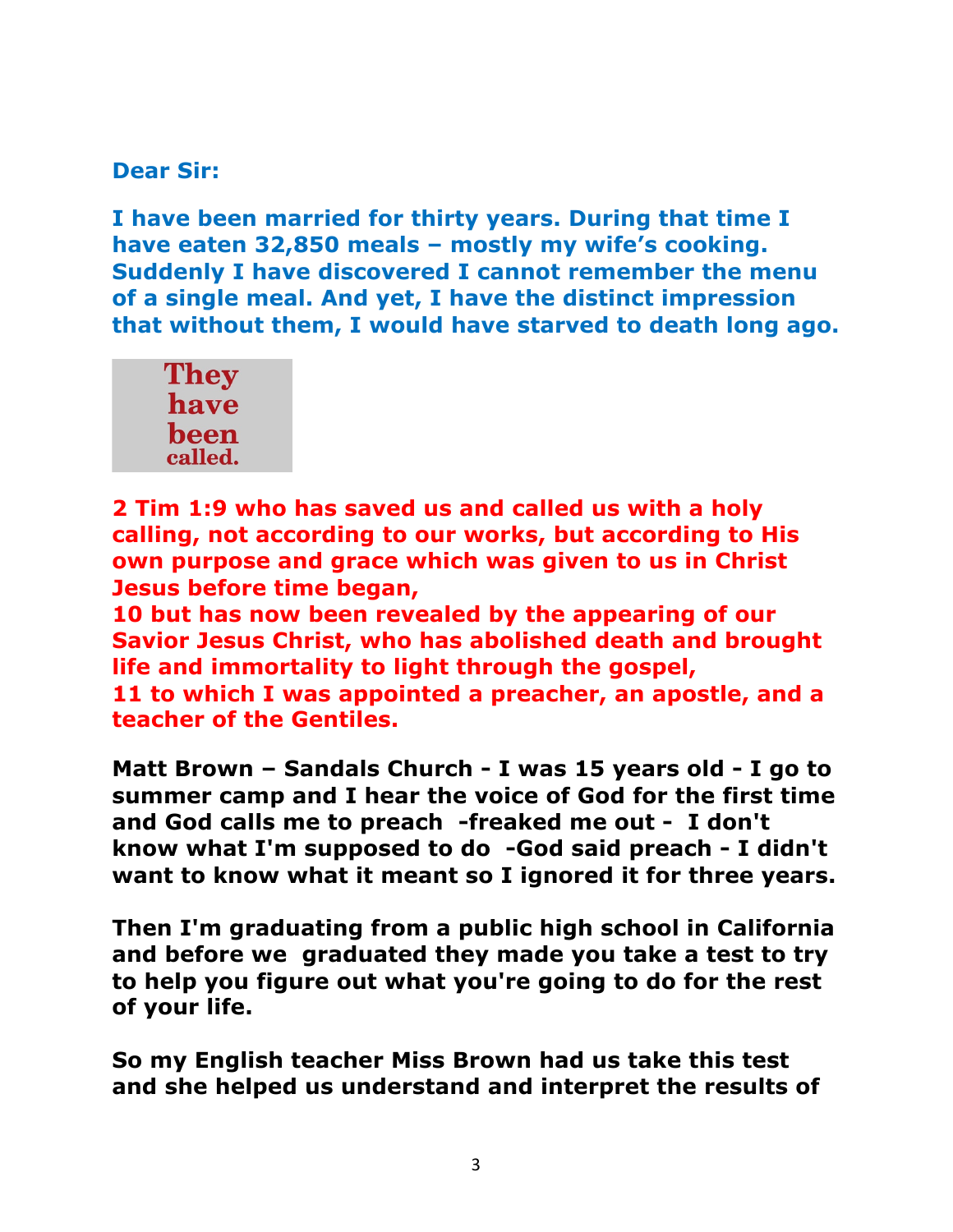**Dear Sir:**

**I have been married for thirty years. During that time I have eaten 32,850 meals – mostly my wife's cooking. Suddenly I have discovered I cannot remember the menu of a single meal. And yet, I have the distinct impression that without them, I would have starved to death long ago.**

**They have been called.**

**2 Tim 1:9 who has saved us and called us with a holy calling, not according to our works, but according to His own purpose and grace which was given to us in Christ Jesus before time began,**
**10 but has now been revealed by the appearing of our Savior Jesus Christ, who has abolished death and brought life and immortality to light through the gospel,**
**11 to which I was appointed a preacher, an apostle, and a teacher of the Gentiles.**

**Matt Brown – Sandals Church - I was 15 years old - I go to summer camp and I hear the voice of God for the first time and God calls me to preach -freaked me out - I don't know what I'm supposed to do -God said preach - I didn't want to know what it meant so I ignored it for three years.**

**Then I'm graduating from a public high school in California and before we graduated they made you take a test to try to help you figure out what you're going to do for the rest of your life.**

**So my English teacher Miss Brown had us take this test and she helped us understand and interpret the results of**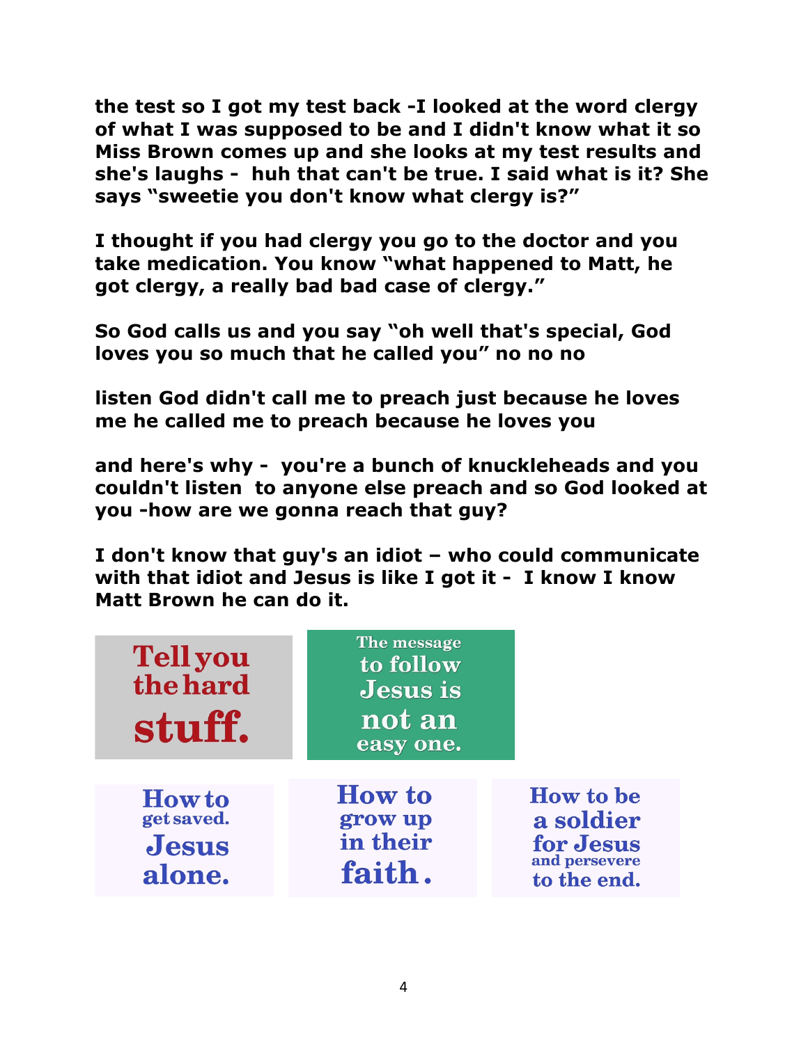**the test so I got my test back -I looked at the word clergy of what I was supposed to be and I didn't know what it so Miss Brown comes up and she looks at my test results and she's laughs - huh that can't be true. I said what is it? She says "sweetie you don't know what clergy is?"**

**I thought if you had clergy you go to the doctor and you take medication. You know "what happened to Matt, he got clergy, a really bad bad case of clergy."**

**So God calls us and you say "oh well that's special, God loves you so much that he called you" no no no**

**listen God didn't call me to preach just because he loves me he called me to preach because he loves you**

**and here's why - you're a bunch of knuckleheads and you couldn't listen to anyone else preach and so God looked at you -how are we gonna reach that guy?**

**I don't know that guy's an idiot – who could communicate with that idiot and Jesus is like I got it - I know I know Matt Brown he can do it.**

Tell you the hard stuff.

The message to follow Jesus is not an easy one.

How to get saved. Jesus alone.

How to grow up in their faith.

How to be a soldier for Jesus and persevere to the end.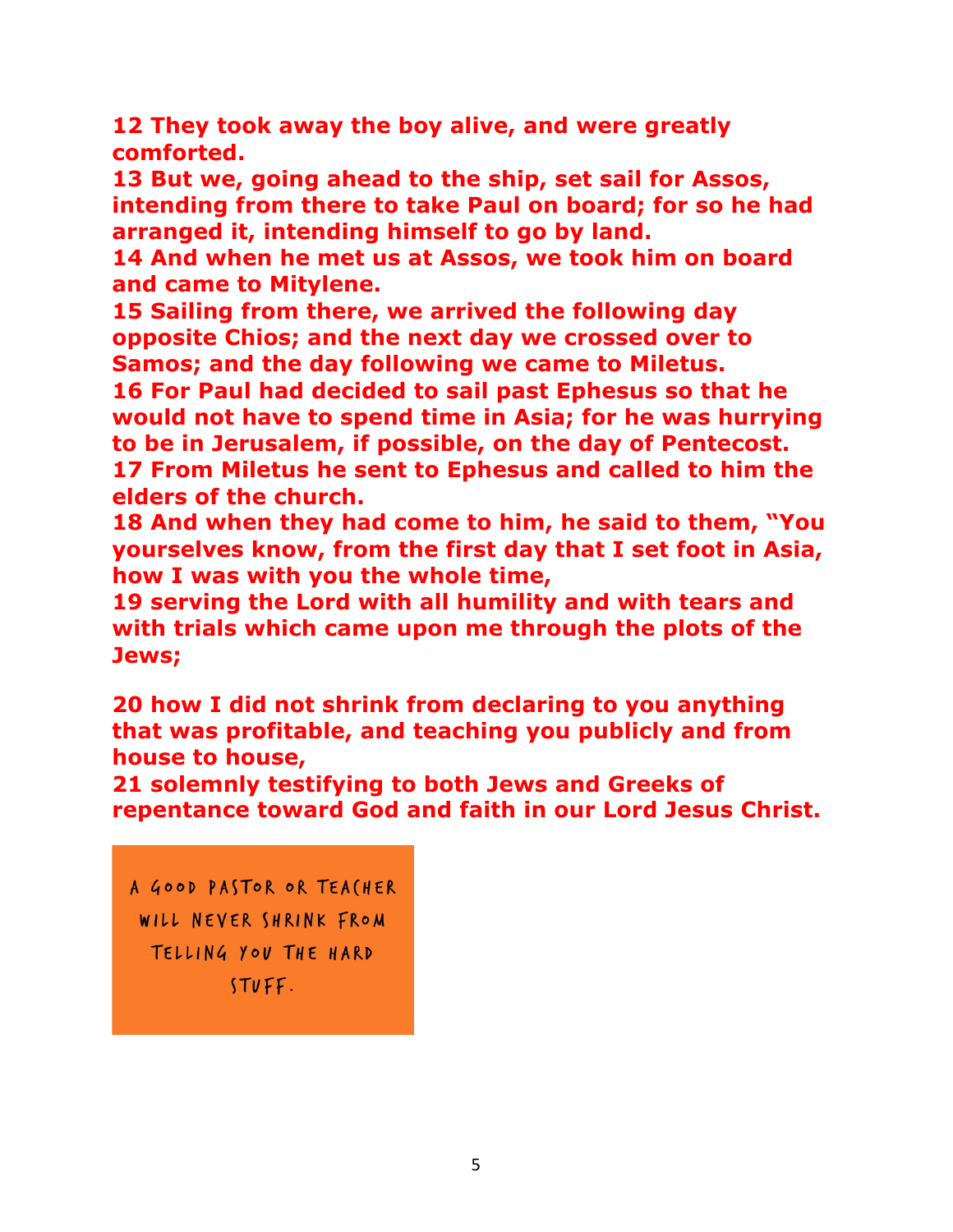**12 They took away the boy alive, and were greatly comforted.**
**13 But we, going ahead to the ship, set sail for Assos, intending from there to take Paul on board; for so he had arranged it, intending himself to go by land.**
**14 And when he met us at Assos, we took him on board and came to Mitylene.**
**15 Sailing from there, we arrived the following day opposite Chios; and the next day we crossed over to Samos; and the day following we came to Miletus.**
**16 For Paul had decided to sail past Ephesus so that he would not have to spend time in Asia; for he was hurrying to be in Jerusalem, if possible, on the day of Pentecost.**
**17 From Miletus he sent to Ephesus and called to him the elders of the church.**
**18 And when they had come to him, he said to them, "You yourselves know, from the first day that I set foot in Asia, how I was with you the whole time,**
**19 serving the Lord with all humility and with tears and with trials which came upon me through the plots of the Jews;**

**20 how I did not shrink from declaring to you anything that was profitable, and teaching you publicly and from house to house,**
**21 solemnly testifying to both Jews and Greeks of repentance toward God and faith in our Lord Jesus Christ.**

A GOOD PASTOR OR TEACHER WILL NEVER SHRINK FROM TELLING YOU THE HARD STUFF.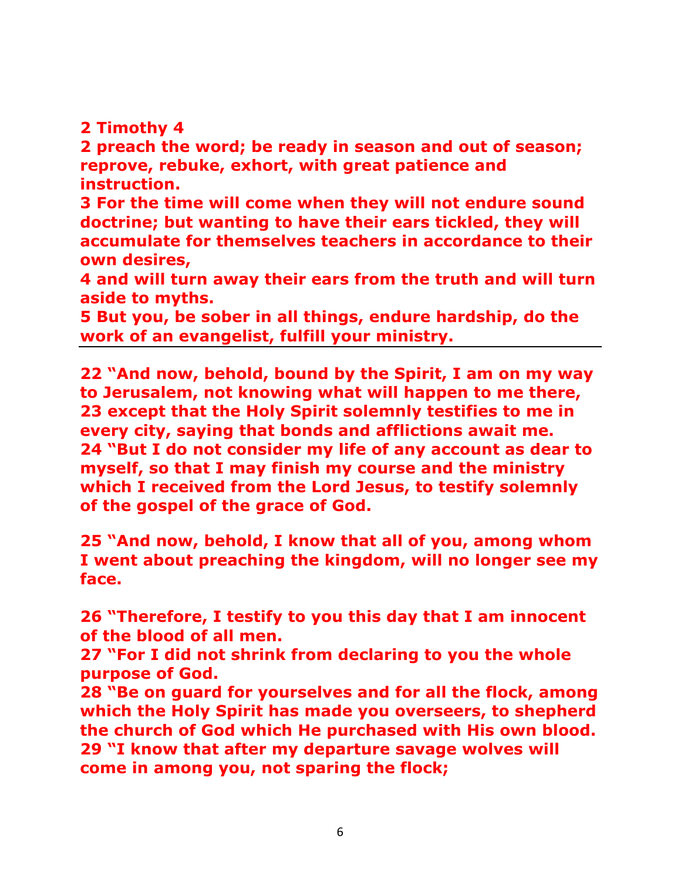**2 Timothy 4**

**2 preach the word; be ready in season and out of season; reprove, rebuke, exhort, with great patience and instruction.**

**3 For the time will come when they will not endure sound doctrine; but wanting to have their ears tickled, they will accumulate for themselves teachers in accordance to their own desires,**

**4 and will turn away their ears from the truth and will turn aside to myths.**

**5 But you, be sober in all things, endure hardship, do the work of an evangelist, fulfill your ministry.**

---

**22 "And now, behold, bound by the Spirit, I am on my way to Jerusalem, not knowing what will happen to me there,**

**23 except that the Holy Spirit solemnly testifies to me in every city, saying that bonds and afflictions await me.**

**24 "But I do not consider my life of any account as dear to myself, so that I may finish my course and the ministry which I received from the Lord Jesus, to testify solemnly of the gospel of the grace of God.**

**25 "And now, behold, I know that all of you, among whom I went about preaching the kingdom, will no longer see my face.**

**26 "Therefore, I testify to you this day that I am innocent of the blood of all men.**

**27 "For I did not shrink from declaring to you the whole purpose of God.**

**28 "Be on guard for yourselves and for all the flock, among which the Holy Spirit has made you overseers, to shepherd the church of God which He purchased with His own blood.**

**29 "I know that after my departure savage wolves will come in among you, not sparing the flock;**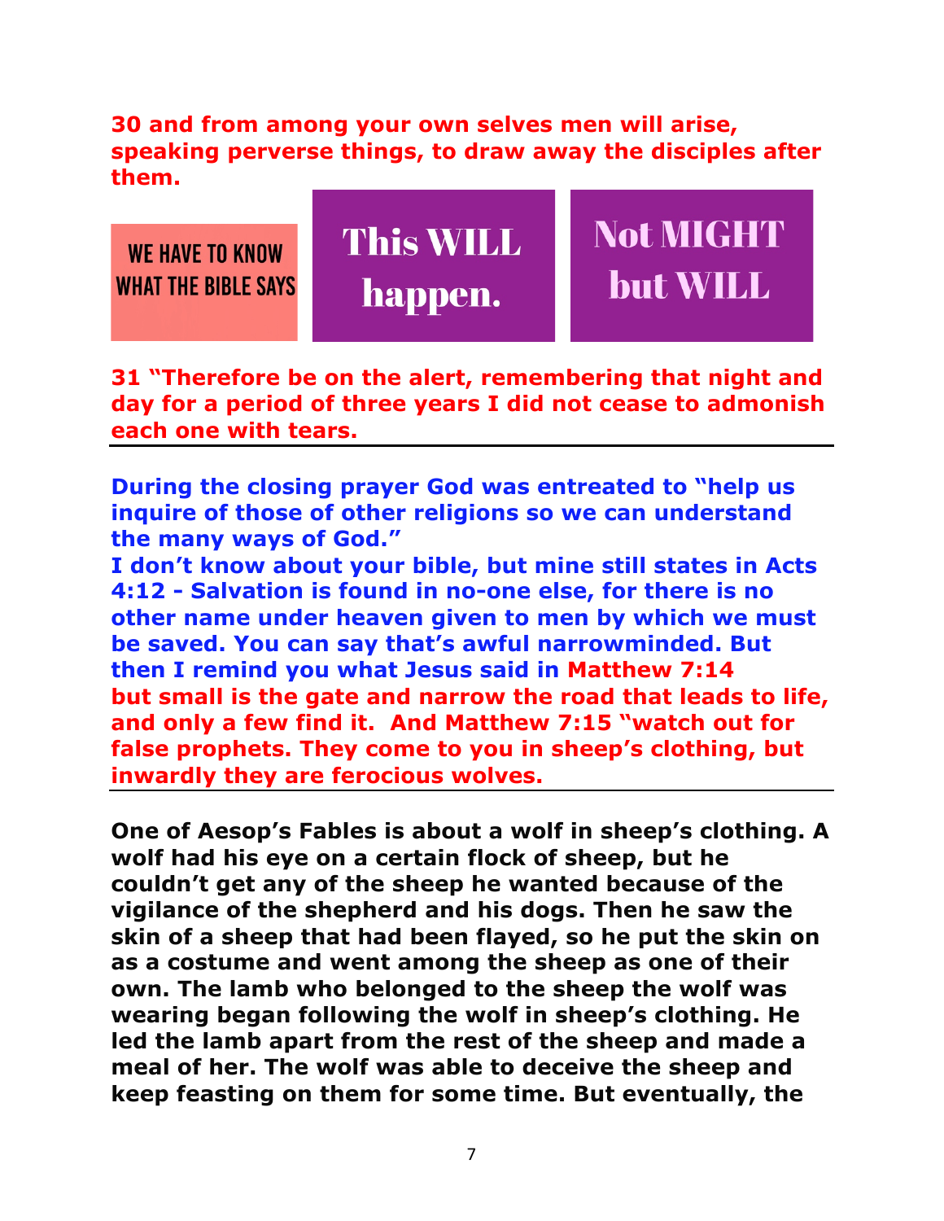**30 and from among your own selves men will arise, speaking perverse things, to draw away the disciples after them.**

WE HAVE TO KNOW WHAT THE BIBLE SAYS

This WILL happen.

Not MIGHT but WILL

**31 "Therefore be on the alert, remembering that night and day for a period of three years I did not cease to admonish each one with tears.**

---

**During the closing prayer God was entreated to "help us inquire of those of other religions so we can understand the many ways of God."**

**I don't know about your bible, but mine still states in Acts 4:12 - Salvation is found in no-one else, for there is no other name under heaven given to men by which we must be saved. You can say that's awful narrowminded. But then I remind you what Jesus said in Matthew 7:14 but small is the gate and narrow the road that leads to life, and only a few find it. And Matthew 7:15 "watch out for false prophets. They come to you in sheep's clothing, but inwardly they are ferocious wolves.**

---

**One of Aesop's Fables is about a wolf in sheep's clothing. A wolf had his eye on a certain flock of sheep, but he couldn't get any of the sheep he wanted because of the vigilance of the shepherd and his dogs. Then he saw the skin of a sheep that had been flayed, so he put the skin on as a costume and went among the sheep as one of their own. The lamb who belonged to the sheep the wolf was wearing began following the wolf in sheep's clothing. He led the lamb apart from the rest of the sheep and made a meal of her. The wolf was able to deceive the sheep and keep feasting on them for some time. But eventually, the**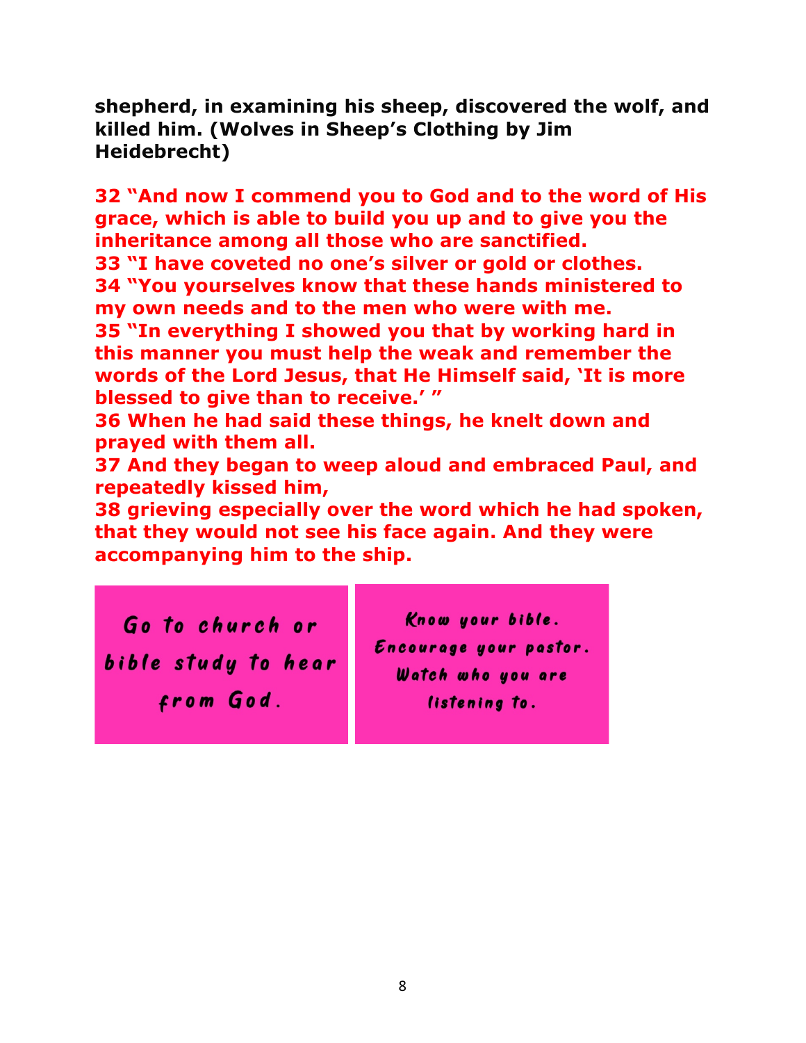**shepherd, in examining his sheep, discovered the wolf, and killed him. (Wolves in Sheep's Clothing by Jim Heidebrecht)**

**32 "And now I commend you to God and to the word of His grace, which is able to build you up and to give you the inheritance among all those who are sanctified.**
**33 "I have coveted no one's silver or gold or clothes.**
**34 "You yourselves know that these hands ministered to my own needs and to the men who were with me.**
**35 "In everything I showed you that by working hard in this manner you must help the weak and remember the words of the Lord Jesus, that He Himself said, 'It is more blessed to give than to receive.' "**
**36 When he had said these things, he knelt down and prayed with them all.**
**37 And they began to weep aloud and embraced Paul, and repeatedly kissed him,**
**38 grieving especially over the word which he had spoken, that they would not see his face again. And they were accompanying him to the ship.**

Go to church or bible study to hear from God.

Know your bible. Encourage your pastor. Watch who you are listening to.